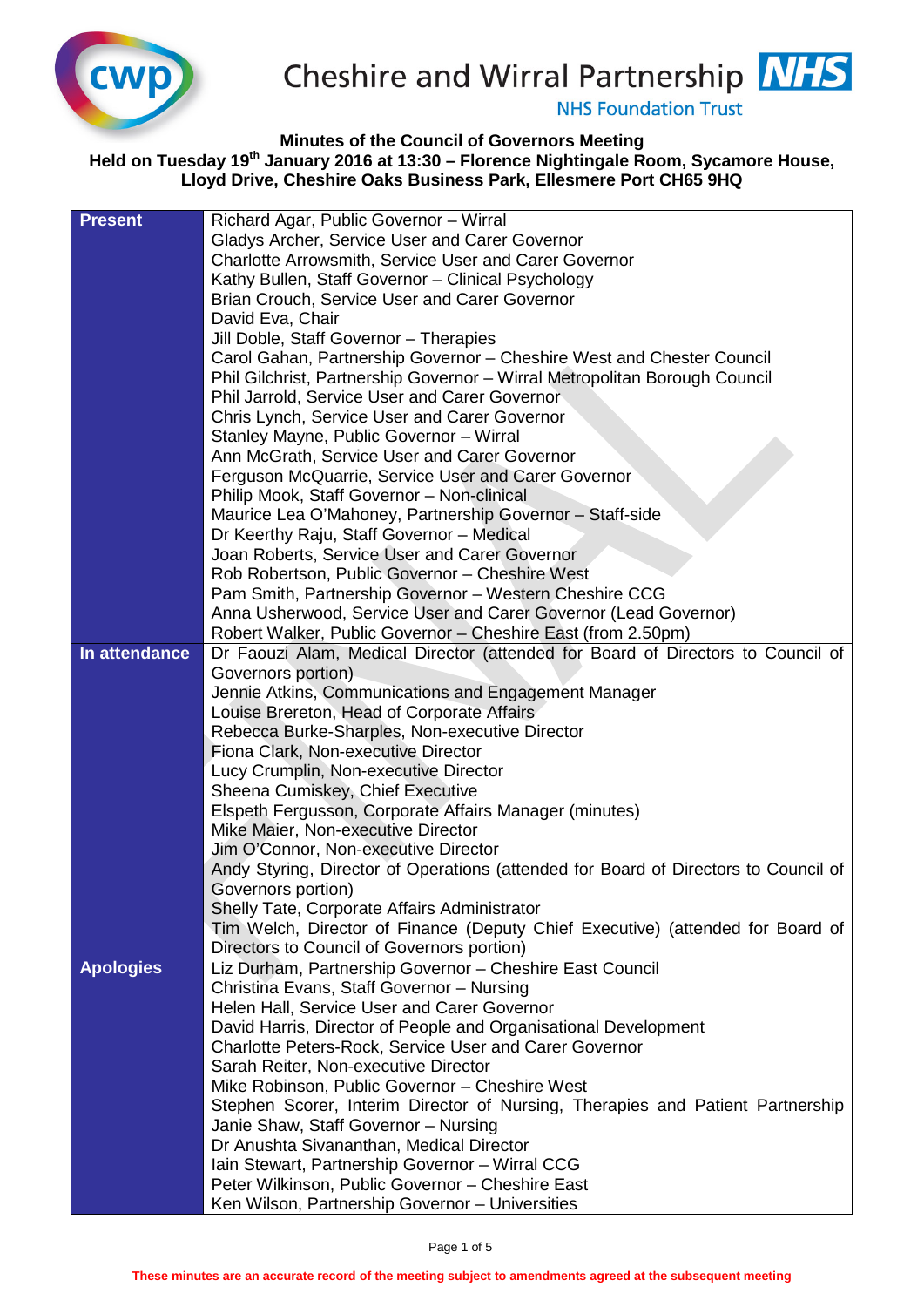Cheshire and Wirral Partnership NHS Foundation Trust

**Minutes of the Council of Governors Meeting**
**Held on Tuesday 19th January 2016 at 13:30 – Florence Nightingale Room, Sycamore House, Lloyd Drive, Cheshire Oaks Business Park, Ellesmere Port CH65 9HQ**

| | |
|---|---|
| **Present** | Richard Agar, Public Governor – Wirral<br>Gladys Archer, Service User and Carer Governor<br>Charlotte Arrowsmith, Service User and Carer Governor<br>Kathy Bullen, Staff Governor – Clinical Psychology<br>Brian Crouch, Service User and Carer Governor<br>David Eva, Chair<br>Jill Doble, Staff Governor – Therapies<br>Carol Gahan, Partnership Governor – Cheshire West and Chester Council<br>Phil Gilchrist, Partnership Governor – Wirral Metropolitan Borough Council<br>Phil Jarrold, Service User and Carer Governor<br>Chris Lynch, Service User and Carer Governor<br>Stanley Mayne, Public Governor – Wirral<br>Ann McGrath, Service User and Carer Governor<br>Ferguson McQuarrie, Service User and Carer Governor<br>Philip Mook, Staff Governor – Non-clinical<br>Maurice Lea O'Mahoney, Partnership Governor – Staff-side<br>Dr Keerthy Raju, Staff Governor – Medical<br>Joan Roberts, Service User and Carer Governor<br>Rob Robertson, Public Governor – Cheshire West<br>Pam Smith, Partnership Governor – Western Cheshire CCG<br>Anna Usherwood, Service User and Carer Governor (Lead Governor)<br>Robert Walker, Public Governor – Cheshire East (from 2.50pm) |
| **In attendance** | Dr Faouzi Alam, Medical Director (attended for Board of Directors to Council of Governors portion)<br>Jennie Atkins, Communications and Engagement Manager<br>Louise Brereton, Head of Corporate Affairs<br>Rebecca Burke-Sharples, Non-executive Director<br>Fiona Clark, Non-executive Director<br>Lucy Crumplin, Non-executive Director<br>Sheena Cumiskey, Chief Executive<br>Elspeth Fergusson, Corporate Affairs Manager (minutes)<br>Mike Maier, Non-executive Director<br>Jim O'Connor, Non-executive Director<br>Andy Styring, Director of Operations (attended for Board of Directors to Council of Governors portion)<br>Shelly Tate, Corporate Affairs Administrator<br>Tim Welch, Director of Finance (Deputy Chief Executive) (attended for Board of Directors to Council of Governors portion) |
| **Apologies** | Liz Durham, Partnership Governor – Cheshire East Council<br>Christina Evans, Staff Governor – Nursing<br>Helen Hall, Service User and Carer Governor<br>David Harris, Director of People and Organisational Development<br>Charlotte Peters-Rock, Service User and Carer Governor<br>Sarah Reiter, Non-executive Director<br>Mike Robinson, Public Governor – Cheshire West<br>Stephen Scorer, Interim Director of Nursing, Therapies and Patient Partnership<br>Janie Shaw, Staff Governor – Nursing<br>Dr Anushta Sivananthan, Medical Director<br>Iain Stewart, Partnership Governor – Wirral CCG<br>Peter Wilkinson, Public Governor – Cheshire East<br>Ken Wilson, Partnership Governor – Universities |

**These minutes are an accurate record of the meeting subject to amendments agreed at the subsequent meeting**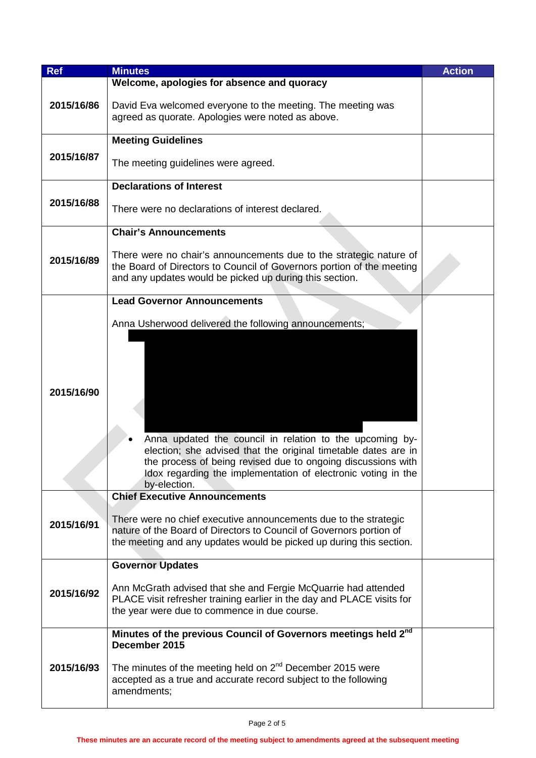| Ref | Minutes | Action |
|---|---|---|
| 2015/16/86 | **Welcome, apologies for absence and quoracy**<br><br>David Eva welcomed everyone to the meeting. The meeting was agreed as quorate. Apologies were noted as above. | |
| 2015/16/87 | **Meeting Guidelines**<br><br>The meeting guidelines were agreed. | |
| 2015/16/88 | **Declarations of Interest**<br><br>There were no declarations of interest declared. | |
| 2015/16/89 | **Chair's Announcements**<br><br>There were no chair's announcements due to the strategic nature of the Board of Directors to Council of Governors portion of the meeting and any updates would be picked up during this section. | |
| 2015/16/90 | **Lead Governor Announcements**<br><br>Anna Usherwood delivered the following announcements;<br><br>• Anna updated the council in relation to the upcoming by-election; she advised that the original timetable dates are in the process of being revised due to ongoing discussions with Idox regarding the implementation of electronic voting in the by-election. | |
| 2015/16/91 | **Chief Executive Announcements**<br><br>There were no chief executive announcements due to the strategic nature of the Board of Directors to Council of Governors portion of the meeting and any updates would be picked up during this section. | |
| 2015/16/92 | **Governor Updates**<br><br>Ann McGrath advised that she and Fergie McQuarrie had attended PLACE visit refresher training earlier in the day and PLACE visits for the year were due to commence in due course. | |
| 2015/16/93 | **Minutes of the previous Council of Governors meetings held 2nd December 2015**<br><br>The minutes of the meeting held on 2nd December 2015 were accepted as a true and accurate record subject to the following amendments; | |

These minutes are an accurate record of the meeting subject to amendments agreed at the subsequent meeting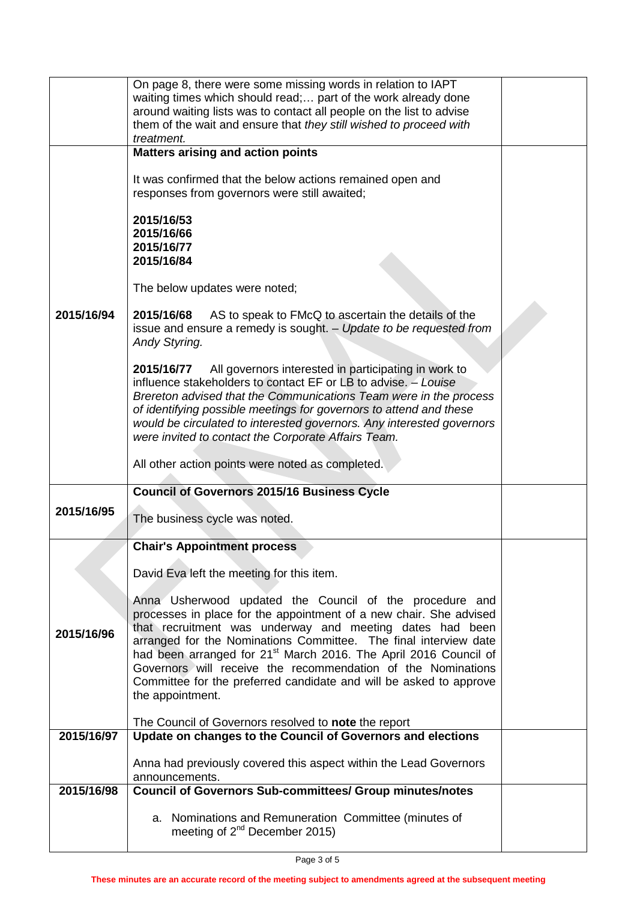| | | |
|---|---|---|
| | On page 8, there were some missing words in relation to IAPT waiting times which should read;… part of the work already done around waiting lists was to contact all people on the list to advise them of the wait and ensure that *they still wished to proceed with treatment.* | |
| 2015/16/94 | **Matters arising and action points**<br><br>It was confirmed that the below actions remained open and responses from governors were still awaited;<br><br>**2015/16/53**<br>**2015/16/66**<br>**2015/16/77**<br>**2015/16/84**<br><br>The below updates were noted;<br><br>**2015/16/68** AS to speak to FMcQ to ascertain the details of the issue and ensure a remedy is sought. – *Update to be requested from Andy Styring.*<br><br>**2015/16/77** All governors interested in participating in work to influence stakeholders to contact EF or LB to advise. – *Louise Brereton advised that the Communications Team were in the process of identifying possible meetings for governors to attend and these would be circulated to interested governors. Any interested governors were invited to contact the Corporate Affairs Team.*<br><br>All other action points were noted as completed. | |
| 2015/16/95 | **Council of Governors 2015/16 Business Cycle**<br><br>The business cycle was noted. | |
| 2015/16/96 | **Chair's Appointment process**<br><br>David Eva left the meeting for this item.<br><br>Anna Usherwood updated the Council of the procedure and processes in place for the appointment of a new chair. She advised that recruitment was underway and meeting dates had been arranged for the Nominations Committee. The final interview date had been arranged for 21st March 2016. The April 2016 Council of Governors will receive the recommendation of the Nominations Committee for the preferred candidate and will be asked to approve the appointment.<br><br>The Council of Governors resolved to **note** the report | |
| 2015/16/97 | **Update on changes to the Council of Governors and elections**<br><br>Anna had previously covered this aspect within the Lead Governors announcements. | |
| 2015/16/98 | **Council of Governors Sub-committees/ Group minutes/notes**<br><br>a. Nominations and Remuneration Committee (minutes of meeting of 2nd December 2015) | |

These minutes are an accurate record of the meeting subject to amendments agreed at the subsequent meeting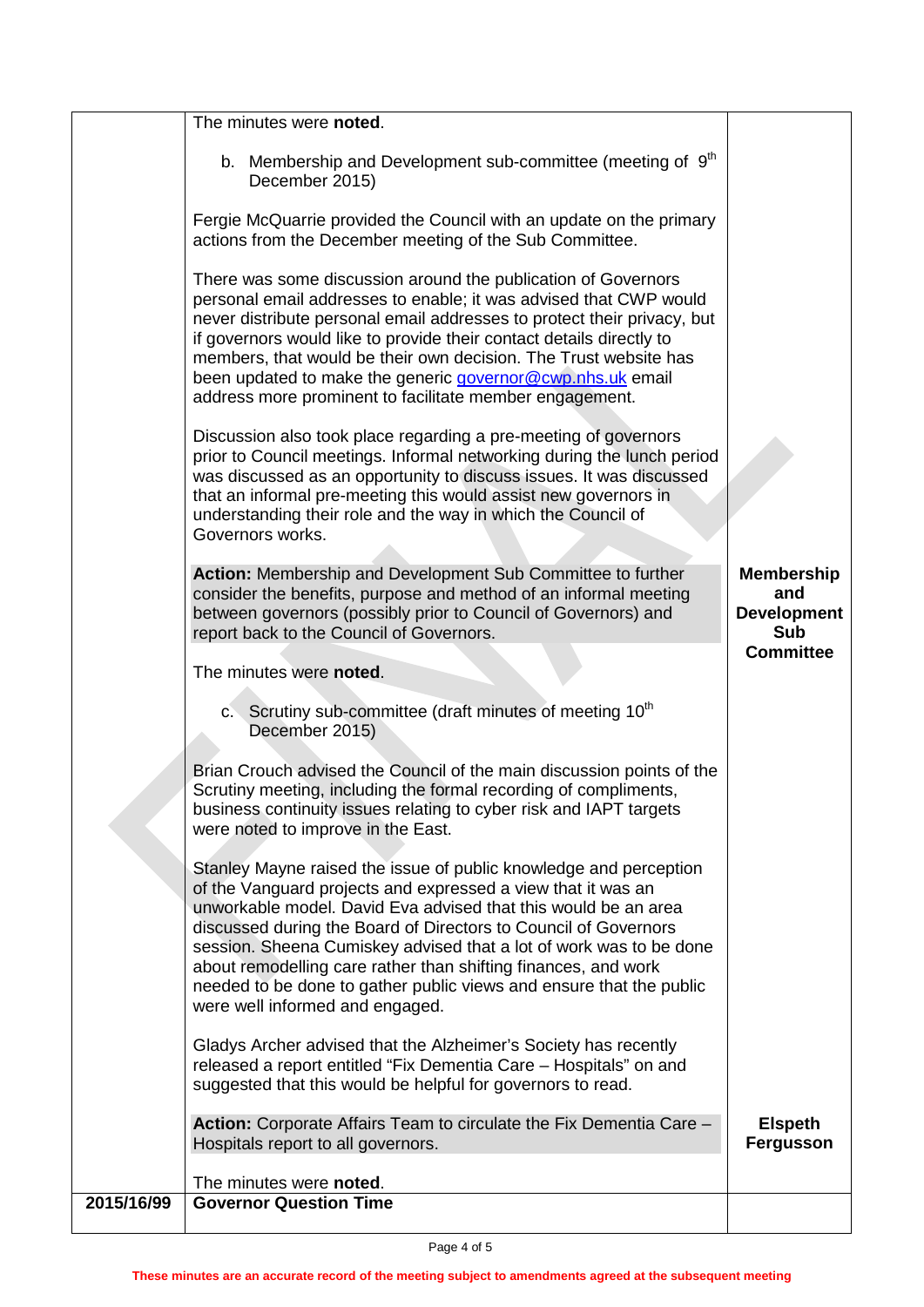| | | |
|---|---|---|
| | The minutes were **noted**.<br><br>b. Membership and Development sub-committee (meeting of 9th December 2015)<br><br>Fergie McQuarrie provided the Council with an update on the primary actions from the December meeting of the Sub Committee.<br><br>There was some discussion around the publication of Governors personal email addresses to enable; it was advised that CWP would never distribute personal email addresses to protect their privacy, but if governors would like to provide their contact details directly to members, that would be their own decision. The Trust website has been updated to make the generic governor@cwp.nhs.uk email address more prominent to facilitate member engagement.<br><br>Discussion also took place regarding a pre-meeting of governors prior to Council meetings. Informal networking during the lunch period was discussed as an opportunity to discuss issues. It was discussed that an informal pre-meeting this would assist new governors in understanding their role and the way in which the Council of Governors works.<br><br>**Action:** Membership and Development Sub Committee to further consider the benefits, purpose and method of an informal meeting between governors (possibly prior to Council of Governors) and report back to the Council of Governors.<br><br>The minutes were **noted**.<br><br>c. Scrutiny sub-committee (draft minutes of meeting 10th December 2015)<br><br>Brian Crouch advised the Council of the main discussion points of the Scrutiny meeting, including the formal recording of compliments, business continuity issues relating to cyber risk and IAPT targets were noted to improve in the East.<br><br>Stanley Mayne raised the issue of public knowledge and perception of the Vanguard projects and expressed a view that it was an unworkable model. David Eva advised that this would be an area discussed during the Board of Directors to Council of Governors session. Sheena Cumiskey advised that a lot of work was to be done about remodelling care rather than shifting finances, and work needed to be done to gather public views and ensure that the public were well informed and engaged.<br><br>Gladys Archer advised that the Alzheimer's Society has recently released a report entitled "Fix Dementia Care – Hospitals" on and suggested that this would be helpful for governors to read.<br><br>**Action:** Corporate Affairs Team to circulate the Fix Dementia Care – Hospitals report to all governors.<br><br>The minutes were **noted**. | <br><br><br><br><br><br><br><br><br><br><br><br><br><br><br><br>**Membership and Development Sub Committee**<br><br><br><br><br><br><br><br><br><br><br><br><br><br><br><br><br>**Elspeth Fergusson** |
| **2015/16/99** | **Governor Question Time** | |

These minutes are an accurate record of the meeting subject to amendments agreed at the subsequent meeting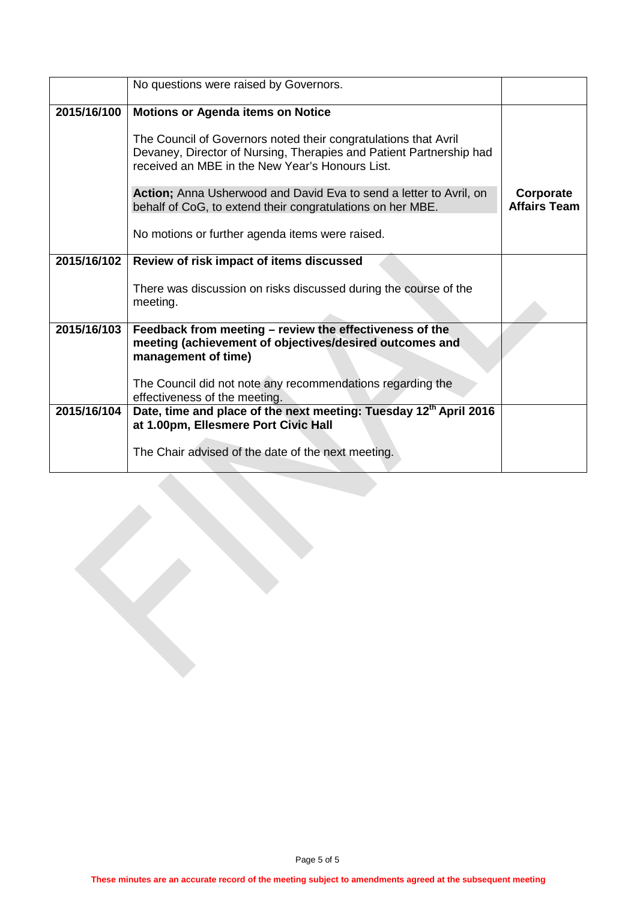| | | |
|---|---|---|
| | No questions were raised by Governors. | |
| 2015/16/100 | **Motions or Agenda items on Notice**<br><br>The Council of Governors noted their congratulations that Avril Devaney, Director of Nursing, Therapies and Patient Partnership had received an MBE in the New Year's Honours List.<br><br>**Action;** Anna Usherwood and David Eva to send a letter to Avril, on behalf of CoG, to extend their congratulations on her MBE.<br><br>No motions or further agenda items were raised. | **Corporate Affairs Team** |
| 2015/16/102 | **Review of risk impact of items discussed**<br><br>There was discussion on risks discussed during the course of the meeting. | |
| 2015/16/103 | **Feedback from meeting – review the effectiveness of the meeting (achievement of objectives/desired outcomes and management of time)**<br><br>The Council did not note any recommendations regarding the effectiveness of the meeting. | |
| 2015/16/104 | **Date, time and place of the next meeting: Tuesday 12th April 2016 at 1.00pm, Ellesmere Port Civic Hall**<br><br>The Chair advised of the date of the next meeting. | |

**These minutes are an accurate record of the meeting subject to amendments agreed at the subsequent meeting**